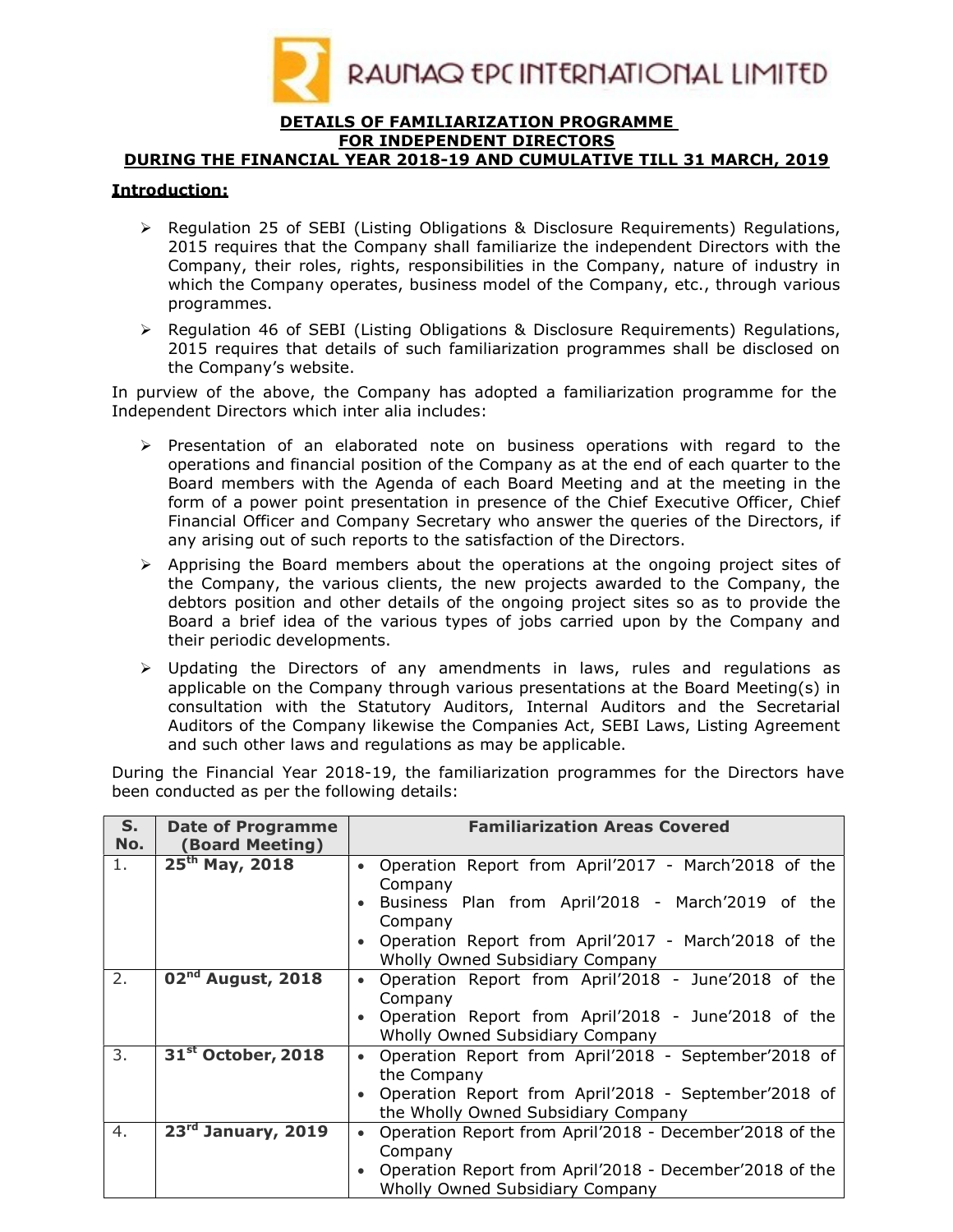# RAUNAQ EPC INTERNATIONAL LIMITED

## DETAILS OF FAMILIARIZATION PROGRAMME FOR INDEPENDENT DIRECTORS DURING THE FINANCIAL YEAR 2018-19 AND CUMULATIVE TILL 31 MARCH, 2019

**Introduction:**

- Regulation 25 of SEBI (Listing Obligations & Disclosure Requirements) Regulations, 2015 requires that the Company shall familiarize the independent Directors with the Company, their roles, rights, responsibilities in the Company, nature of industry in which the Company operates, business model of the Company, etc., through various programmes.
- Regulation 46 of SEBI (Listing Obligations & Disclosure Requirements) Regulations, 2015 requires that details of such familiarization programmes shall be disclosed on the Company's website.

In purview of the above, the Company has adopted a familiarization programme for the Independent Directors which inter alia includes:

- Presentation of an elaborated note on business operations with regard to the operations and financial position of the Company as at the end of each quarter to the Board members with the Agenda of each Board Meeting and at the meeting in the form of a power point presentation in presence of the Chief Executive Officer, Chief Financial Officer and Company Secretary who answer the queries of the Directors, if any arising out of such reports to the satisfaction of the Directors.
- Apprising the Board members about the operations at the ongoing project sites of the Company, the various clients, the new projects awarded to the Company, the debtors position and other details of the ongoing project sites so as to provide the Board a brief idea of the various types of jobs carried upon by the Company and their periodic developments.
- Updating the Directors of any amendments in laws, rules and regulations as applicable on the Company through various presentations at the Board Meeting(s) in consultation with the Statutory Auditors, Internal Auditors and the Secretarial Auditors of the Company likewise the Companies Act, SEBI Laws, Listing Agreement and such other laws and regulations as may be applicable.

During the Financial Year 2018-19, the familiarization programmes for the Directors have been conducted as per the following details:

| S. No. | Date of Programme (Board Meeting) | Familiarization Areas Covered |
|---|---|---|
| 1. | **25th May, 2018** | • Operation Report from April'2017 - March'2018 of the Company<br>• Business Plan from April'2018 - March'2019 of the Company<br>• Operation Report from April'2017 - March'2018 of the Wholly Owned Subsidiary Company |
| 2. | **02nd August, 2018** | • Operation Report from April'2018 - June'2018 of the Company<br>• Operation Report from April'2018 - June'2018 of the Wholly Owned Subsidiary Company |
| 3. | **31st October, 2018** | • Operation Report from April'2018 - September'2018 of the Company<br>• Operation Report from April'2018 - September'2018 of the Wholly Owned Subsidiary Company |
| 4. | **23rd January, 2019** | • Operation Report from April'2018 - December'2018 of the Company<br>• Operation Report from April'2018 - December'2018 of the Wholly Owned Subsidiary Company |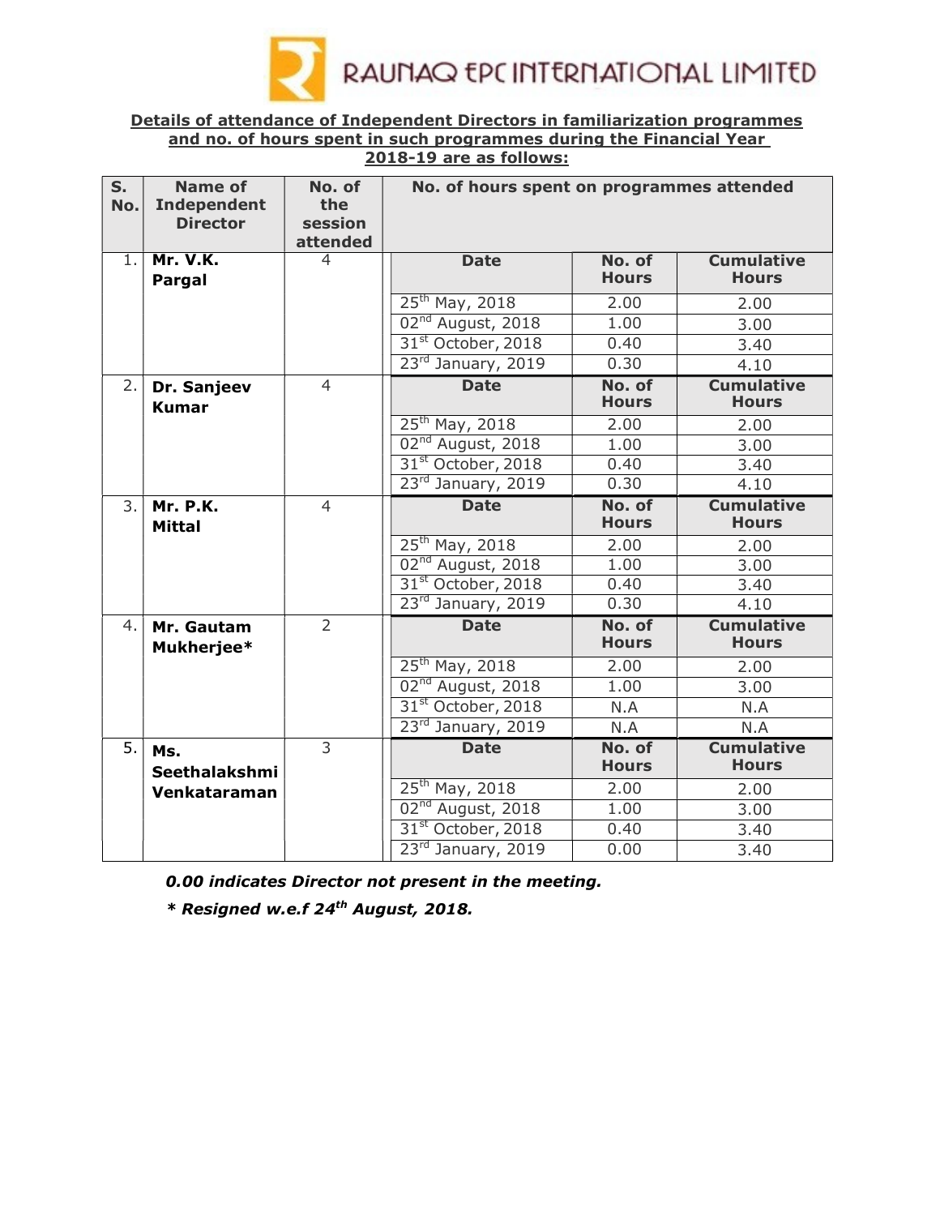RAUNAQ EPC INTERNATIONAL LIMITED

**Details of attendance of Independent Directors in familiarization programmes and no. of hours spent in such programmes during the Financial Year 2018-19 are as follows:**

| S. No. | Name of Independent Director | No. of the session attended | No. of hours spent on programmes attended | | |
|---|---|---|---|---|---|
| | | | **Date** | **No. of Hours** | **Cumulative Hours** |
| 1. | **Mr. V.K. Pargal** | 4 | 25th May, 2018 | 2.00 | 2.00 |
| | | | 02nd August, 2018 | 1.00 | 3.00 |
| | | | 31st October, 2018 | 0.40 | 3.40 |
| | | | 23rd January, 2019 | 0.30 | 4.10 |
| 2. | **Dr. Sanjeev Kumar** | 4 | 25th May, 2018 | 2.00 | 2.00 |
| | | | 02nd August, 2018 | 1.00 | 3.00 |
| | | | 31st October, 2018 | 0.40 | 3.40 |
| | | | 23rd January, 2019 | 0.30 | 4.10 |
| 3. | **Mr. P.K. Mittal** | 4 | 25th May, 2018 | 2.00 | 2.00 |
| | | | 02nd August, 2018 | 1.00 | 3.00 |
| | | | 31st October, 2018 | 0.40 | 3.40 |
| | | | 23rd January, 2019 | 0.30 | 4.10 |
| 4. | **Mr. Gautam Mukherjee*** | 2 | 25th May, 2018 | 2.00 | 2.00 |
| | | | 02nd August, 2018 | 1.00 | 3.00 |
| | | | 31st October, 2018 | N.A | N.A |
| | | | 23rd January, 2019 | N.A | N.A |
| 5. | **Ms. Seethalakshmi Venkataraman** | 3 | 25th May, 2018 | 2.00 | 2.00 |
| | | | 02nd August, 2018 | 1.00 | 3.00 |
| | | | 31st October, 2018 | 0.40 | 3.40 |
| | | | 23rd January, 2019 | 0.00 | 3.40 |

***0.00 indicates Director not present in the meeting.***

***\* Resigned w.e.f 24th August, 2018.***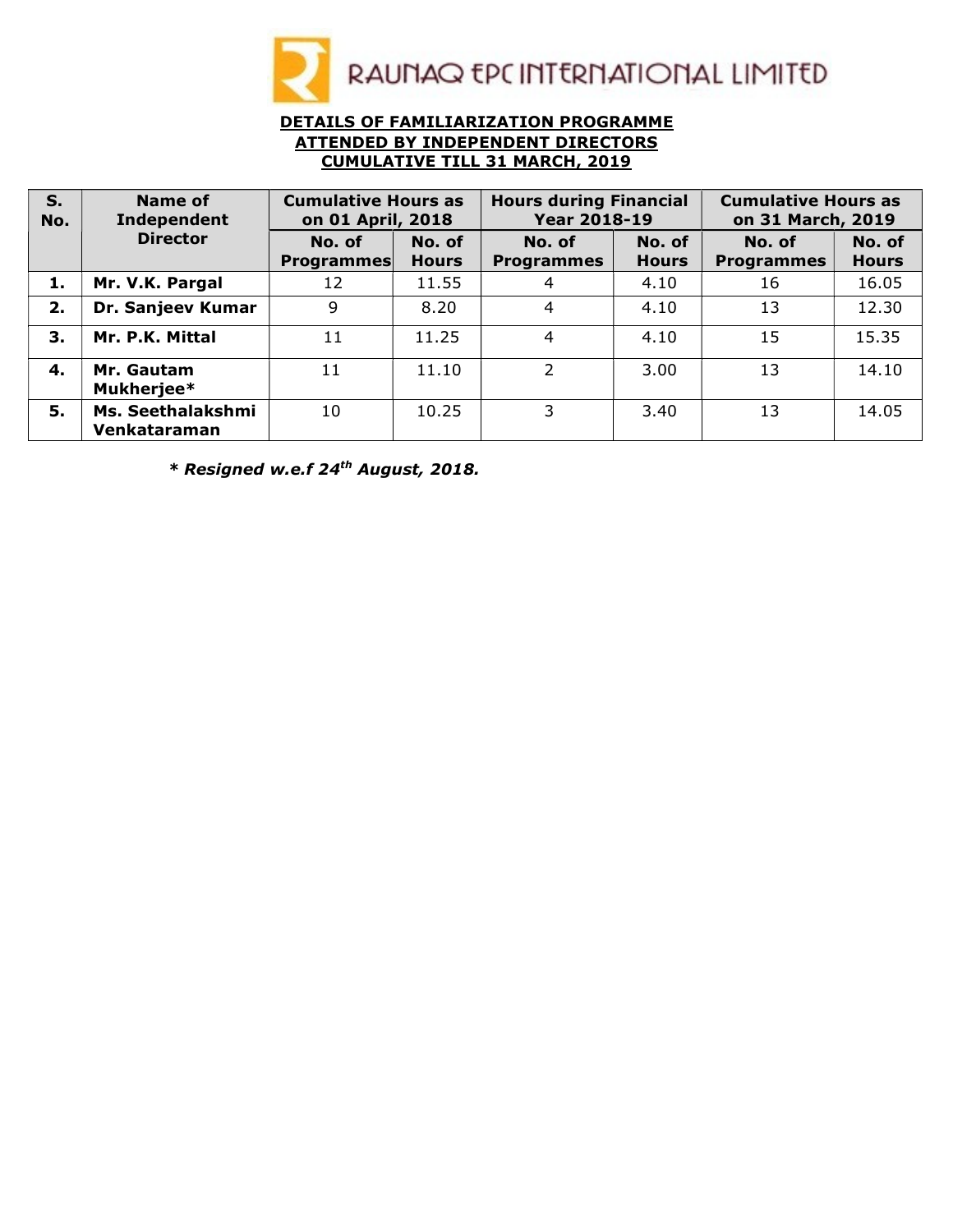RAUNAQ EPC INTERNATIONAL LIMITED

**DETAILS OF FAMILIARIZATION PROGRAMME ATTENDED BY INDEPENDENT DIRECTORS CUMULATIVE TILL 31 MARCH, 2019**

| S. No. | Name of Independent Director | Cumulative Hours as on 01 April, 2018 | | Hours during Financial Year 2018-19 | | Cumulative Hours as on 31 March, 2019 | |
|---|---|---|---|---|---|---|---|
| | | No. of Programmes | No. of Hours | No. of Programmes | No. of Hours | No. of Programmes | No. of Hours |
| 1. | Mr. V.K. Pargal | 12 | 11.55 | 4 | 4.10 | 16 | 16.05 |
| 2. | Dr. Sanjeev Kumar | 9 | 8.20 | 4 | 4.10 | 13 | 12.30 |
| 3. | Mr. P.K. Mittal | 11 | 11.25 | 4 | 4.10 | 15 | 15.35 |
| 4. | Mr. Gautam Mukherjee* | 11 | 11.10 | 2 | 3.00 | 13 | 14.10 |
| 5. | Ms. Seethalakshmi Venkataraman | 10 | 10.25 | 3 | 3.40 | 13 | 14.05 |

***Resigned w.e.f 24th August, 2018.**